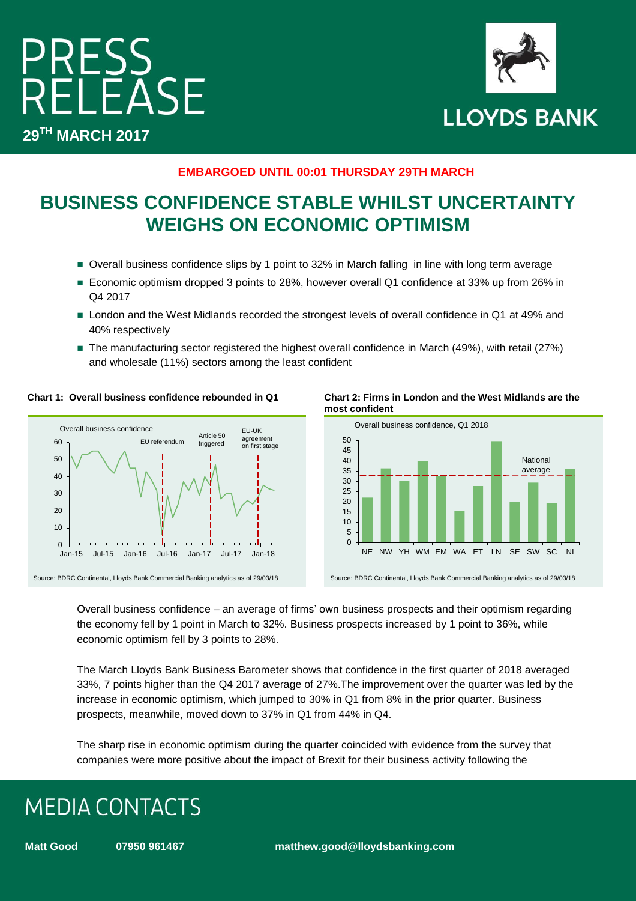# PRESS RELEASE

**29TH MARCH 2017**

LLOYDS BANK

**EMBARGOED UNTIL 00:01 THURSDAY 29TH MARCH**

## BUSINESS CONFIDENCE STABLE WHILST UNCERTAINTY WEIGHS ON ECONOMIC OPTIMISM

- Overall business confidence slips by 1 point to 32% in March falling in line with long term average
- Economic optimism dropped 3 points to 28%, however overall Q1 confidence at 33% up from 26% in Q4 2017
- London and the West Midlands recorded the strongest levels of overall confidence in Q1 at 49% and 40% respectively
- The manufacturing sector registered the highest overall confidence in March (49%), with retail (27%) and wholesale (11%) sectors among the least confident

**Chart 1: Overall business confidence rebounded in Q1**

Source: BDRC Continental, Lloyds Bank Commercial Banking analytics as of 29/03/18

**Chart 2: Firms in London and the West Midlands are the most confident**

Source: BDRC Continental, Lloyds Bank Commercial Banking analytics as of 29/03/18

Overall business confidence – an average of firms' own business prospects and their optimism regarding the economy fell by 1 point in March to 32%. Business prospects increased by 1 point to 36%, while economic optimism fell by 3 points to 28%.

The March Lloyds Bank Business Barometer shows that confidence in the first quarter of 2018 averaged 33%, 7 points higher than the Q4 2017 average of 27%.The improvement over the quarter was led by the increase in economic optimism, which jumped to 30% in Q1 from 8% in the prior quarter. Business prospects, meanwhile, moved down to 37% in Q1 from 44% in Q4.

The sharp rise in economic optimism during the quarter coincided with evidence from the survey that companies were more positive about the impact of Brexit for their business activity following the

## MEDIA CONTACTS

**Matt Good** **07950 961467** **matthew.good@lloydsbanking.com**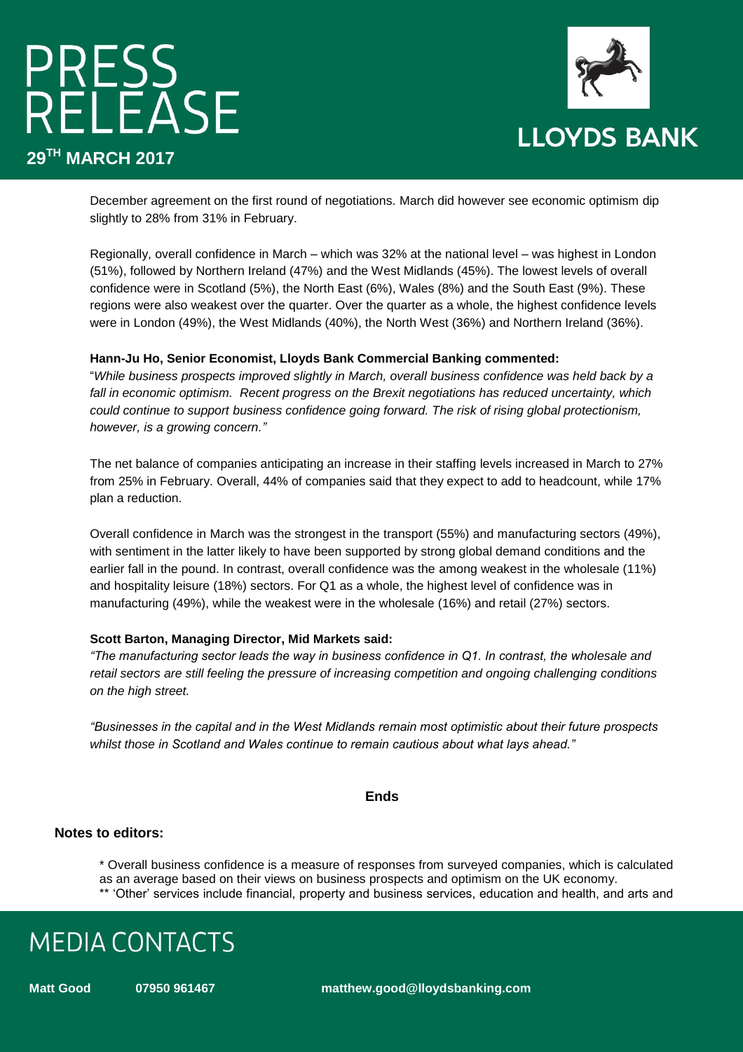December agreement on the first round of negotiations. March did however see economic optimism dip slightly to 28% from 31% in February.

Regionally, overall confidence in March – which was 32% at the national level – was highest in London (51%), followed by Northern Ireland (47%) and the West Midlands (45%). The lowest levels of overall confidence were in Scotland (5%), the North East (6%), Wales (8%) and the South East (9%). These regions were also weakest over the quarter. Over the quarter as a whole, the highest confidence levels were in London (49%), the West Midlands (40%), the North West (36%) and Northern Ireland (36%).

**Hann-Ju Ho, Senior Economist, Lloyds Bank Commercial Banking commented:**

"*While business prospects improved slightly in March, overall business confidence was held back by a fall in economic optimism. Recent progress on the Brexit negotiations has reduced uncertainty, which could continue to support business confidence going forward. The risk of rising global protectionism, however, is a growing concern."*

The net balance of companies anticipating an increase in their staffing levels increased in March to 27% from 25% in February. Overall, 44% of companies said that they expect to add to headcount, while 17% plan a reduction.

Overall confidence in March was the strongest in the transport (55%) and manufacturing sectors (49%), with sentiment in the latter likely to have been supported by strong global demand conditions and the earlier fall in the pound. In contrast, overall confidence was the among weakest in the wholesale (11%) and hospitality leisure (18%) sectors. For Q1 as a whole, the highest level of confidence was in manufacturing (49%), while the weakest were in the wholesale (16%) and retail (27%) sectors.

**Scott Barton, Managing Director, Mid Markets said:**

*"The manufacturing sector leads the way in business confidence in Q1. In contrast, the wholesale and retail sectors are still feeling the pressure of increasing competition and ongoing challenging conditions on the high street.*

*"Businesses in the capital and in the West Midlands remain most optimistic about their future prospects whilst those in Scotland and Wales continue to remain cautious about what lays ahead."*

**Ends**

**Notes to editors:**

* Overall business confidence is a measure of responses from surveyed companies, which is calculated as an average based on their views on business prospects and optimism on the UK economy.
** 'Other' services include financial, property and business services, education and health, and arts and

## MEDIA CONTACTS

**Matt Good** **07950 961467** **matthew.good@lloydsbanking.com**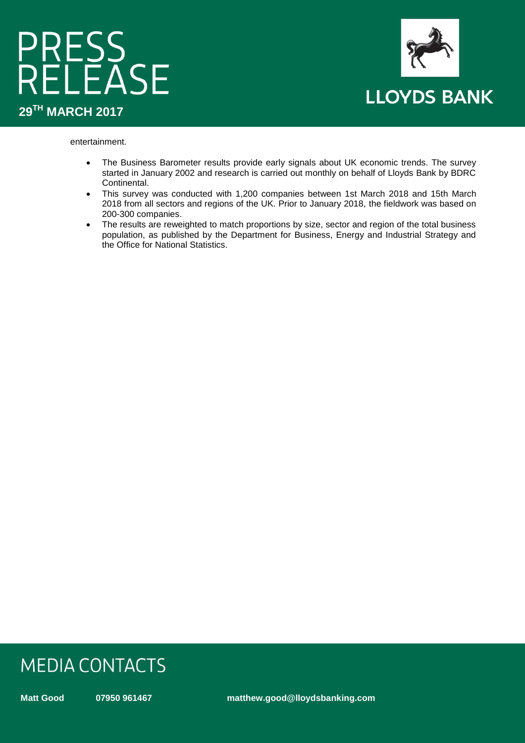entertainment.

- The Business Barometer results provide early signals about UK economic trends. The survey started in January 2002 and research is carried out monthly on behalf of Lloyds Bank by BDRC Continental.
- This survey was conducted with 1,200 companies between 1st March 2018 and 15th March 2018 from all sectors and regions of the UK. Prior to January 2018, the fieldwork was based on 200-300 companies.
- The results are reweighted to match proportions by size, sector and region of the total business population, as published by the Department for Business, Energy and Industrial Strategy and the Office for National Statistics.

# MEDIA CONTACTS

**Matt Good** **07950 961467** **matthew.good@lloydsbanking.com**